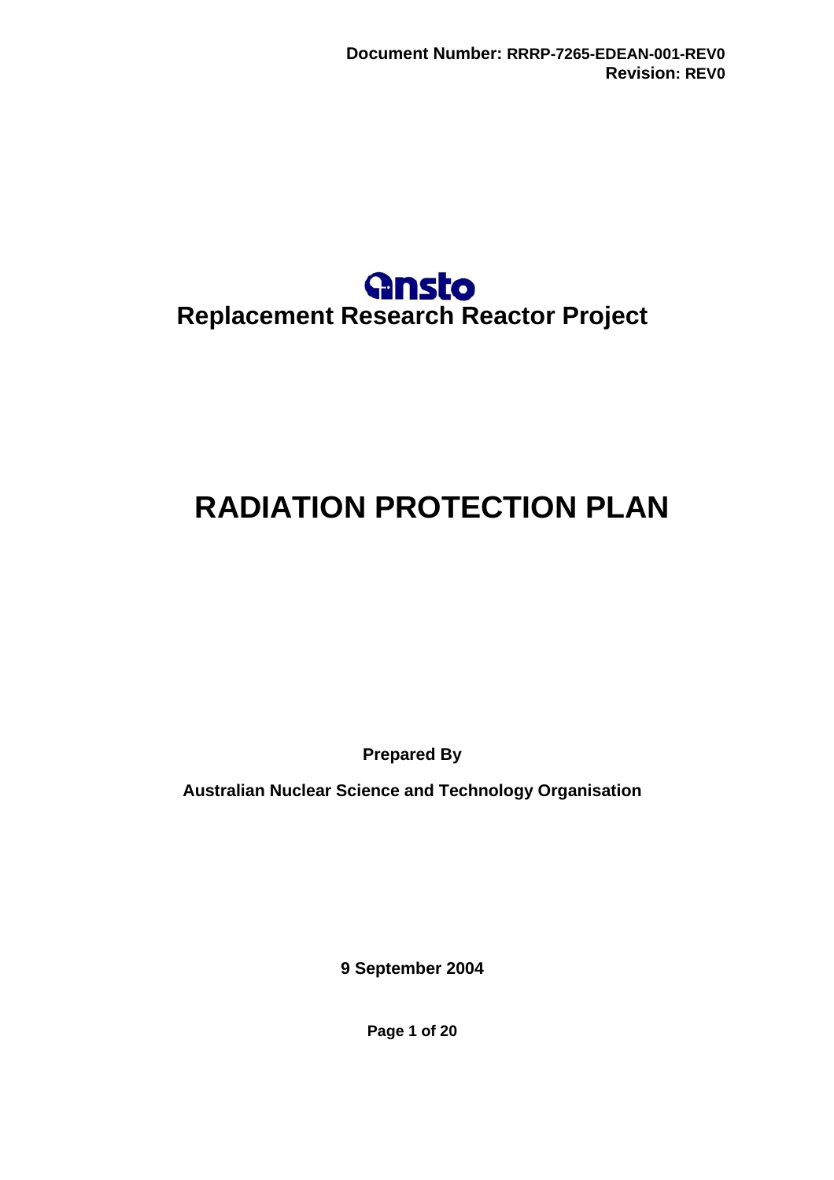**Document Number: RRRP-7265-EDEAN-001-REV0**
**Revision: REV0**

ansto

**Replacement Research Reactor Project**

# RADIATION PROTECTION PLAN

**Prepared By**

**Australian Nuclear Science and Technology Organisation**

**9 September 2004**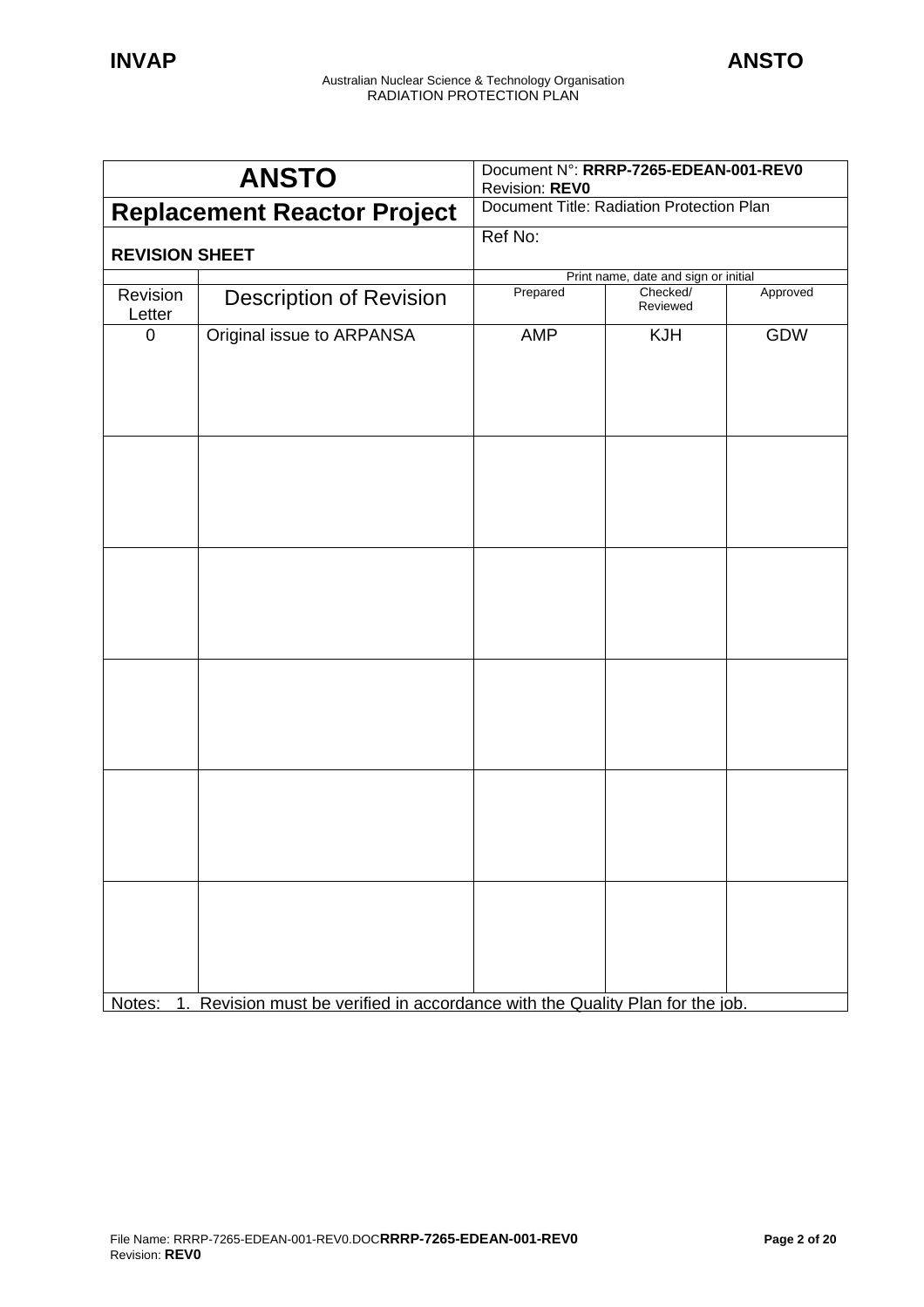| ANSTO | Document N°: **RRRP-7265-EDEAN-001-REV0** Revision: **REV0** | | |
|---|---|---|---|
| **Replacement Reactor Project** | Document Title: Radiation Protection Plan | | |
| **REVISION SHEET** | Ref No: | | |

| | | Print name, date and sign or initial | | |
|---|---|---|---|---|
| Revision Letter | Description of Revision | Prepared | Checked/ Reviewed | Approved |
| 0 | Original issue to ARPANSA | AMP | KJH | GDW |
| | | | | |
| | | | | |
| | | | | |
| | | | | |
| | | | | |

Notes: 1. Revision must be verified in accordance with the Quality Plan for the job.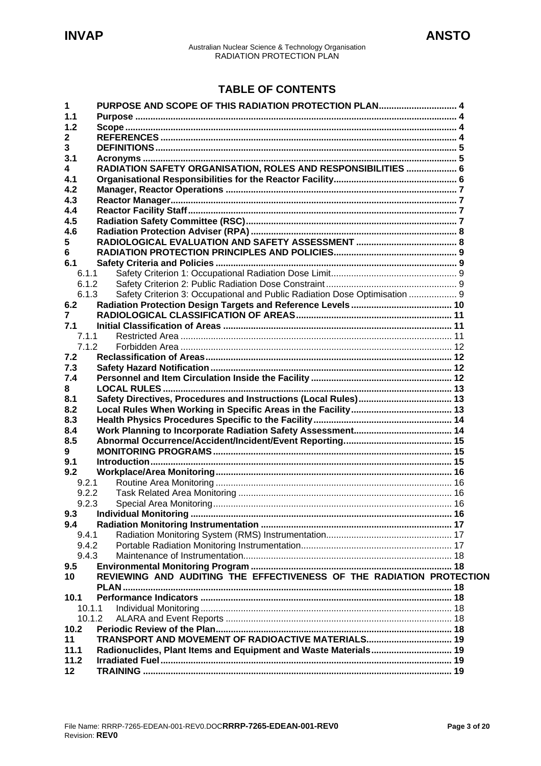# TABLE OF CONTENTS

| | | |
|---|---|---|
| **1** | **PURPOSE AND SCOPE OF THIS RADIATION PROTECTION PLAN** | **4** |
| **1.1** | **Purpose** | **4** |
| **1.2** | **Scope** | **4** |
| **2** | **REFERENCES** | **4** |
| **3** | **DEFINITIONS** | **5** |
| **3.1** | **Acronyms** | **5** |
| **4** | **RADIATION SAFETY ORGANISATION, ROLES AND RESPONSIBILITIES** | **6** |
| **4.1** | **Organisational Responsibilities for the Reactor Facility** | **6** |
| **4.2** | **Manager, Reactor Operations** | **7** |
| **4.3** | **Reactor Manager** | **7** |
| **4.4** | **Reactor Facility Staff** | **7** |
| **4.5** | **Radiation Safety Committee (RSC)** | **7** |
| **4.6** | **Radiation Protection Adviser (RPA)** | **8** |
| **5** | **RADIOLOGICAL EVALUATION AND SAFETY ASSESSMENT** | **8** |
| **6** | **RADIATION PROTECTION PRINCIPLES AND POLICIES** | **9** |
| **6.1** | **Safety Criteria and Policies** | **9** |
| 6.1.1 | Safety Criterion 1: Occupational Radiation Dose Limit | 9 |
| 6.1.2 | Safety Criterion 2: Public Radiation Dose Constraint | 9 |
| 6.1.3 | Safety Criterion 3: Occupational and Public Radiation Dose Optimisation | 9 |
| **6.2** | **Radiation Protection Design Targets and Reference Levels** | **10** |
| **7** | **RADIOLOGICAL CLASSIFICATION OF AREAS** | **11** |
| **7.1** | **Initial Classification of Areas** | **11** |
| 7.1.1 | Restricted Area | 11 |
| 7.1.2 | Forbidden Area | 12 |
| **7.2** | **Reclassification of Areas** | **12** |
| **7.3** | **Safety Hazard Notification** | **12** |
| **7.4** | **Personnel and Item Circulation Inside the Facility** | **12** |
| **8** | **LOCAL RULES** | **13** |
| **8.1** | **Safety Directives, Procedures and Instructions (Local Rules)** | **13** |
| **8.2** | **Local Rules When Working in Specific Areas in the Facility** | **13** |
| **8.3** | **Health Physics Procedures Specific to the Facility** | **14** |
| **8.4** | **Work Planning to Incorporate Radiation Safety Assessment** | **14** |
| **8.5** | **Abnormal Occurrence/Accident/Incident/Event Reporting** | **15** |
| **9** | **MONITORING PROGRAMS** | **15** |
| **9.1** | **Introduction** | **15** |
| **9.2** | **Workplace/Area Monitoring** | **16** |
| 9.2.1 | Routine Area Monitoring | 16 |
| 9.2.2 | Task Related Area Monitoring | 16 |
| 9.2.3 | Special Area Monitoring | 16 |
| **9.3** | **Individual Monitoring** | **16** |
| **9.4** | **Radiation Monitoring Instrumentation** | **17** |
| 9.4.1 | Radiation Monitoring System (RMS) Instrumentation | 17 |
| 9.4.2 | Portable Radiation Monitoring Instrumentation | 17 |
| 9.4.3 | Maintenance of Instrumentation | 18 |
| **9.5** | **Environmental Monitoring Program** | **18** |
| **10** | **REVIEWING AND AUDITING THE EFFECTIVENESS OF THE RADIATION PROTECTION PLAN** | **18** |
| **10.1** | **Performance Indicators** | **18** |
| 10.1.1 | Individual Monitoring | 18 |
| 10.1.2 | ALARA and Event Reports | 18 |
| **10.2** | **Periodic Review of the Plan** | **18** |
| **11** | **TRANSPORT AND MOVEMENT OF RADIOACTIVE MATERIALS** | **19** |
| **11.1** | **Radionuclides, Plant Items and Equipment and Waste Materials** | **19** |
| **11.2** | **Irradiated Fuel** | **19** |
| **12** | **TRAINING** | **19** |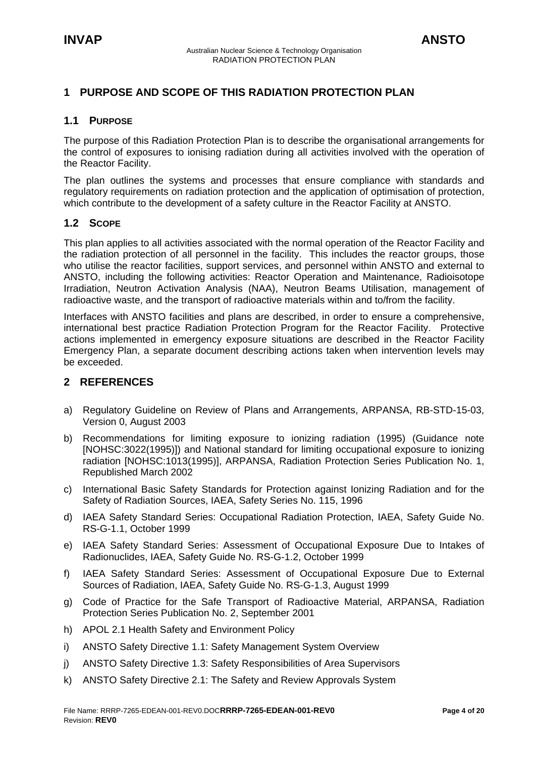# 1 PURPOSE AND SCOPE OF THIS RADIATION PROTECTION PLAN

## 1.1 PURPOSE

The purpose of this Radiation Protection Plan is to describe the organisational arrangements for the control of exposures to ionising radiation during all activities involved with the operation of the Reactor Facility.

The plan outlines the systems and processes that ensure compliance with standards and regulatory requirements on radiation protection and the application of optimisation of protection, which contribute to the development of a safety culture in the Reactor Facility at ANSTO.

## 1.2 SCOPE

This plan applies to all activities associated with the normal operation of the Reactor Facility and the radiation protection of all personnel in the facility. This includes the reactor groups, those who utilise the reactor facilities, support services, and personnel within ANSTO and external to ANSTO, including the following activities: Reactor Operation and Maintenance, Radioisotope Irradiation, Neutron Activation Analysis (NAA), Neutron Beams Utilisation, management of radioactive waste, and the transport of radioactive materials within and to/from the facility.

Interfaces with ANSTO facilities and plans are described, in order to ensure a comprehensive, international best practice Radiation Protection Program for the Reactor Facility. Protective actions implemented in emergency exposure situations are described in the Reactor Facility Emergency Plan, a separate document describing actions taken when intervention levels may be exceeded.

# 2 REFERENCES

a) Regulatory Guideline on Review of Plans and Arrangements, ARPANSA, RB-STD-15-03, Version 0, August 2003

b) Recommendations for limiting exposure to ionizing radiation (1995) (Guidance note [NOHSC:3022(1995)]) and National standard for limiting occupational exposure to ionizing radiation [NOHSC:1013(1995)], ARPANSA, Radiation Protection Series Publication No. 1, Republished March 2002

c) International Basic Safety Standards for Protection against Ionizing Radiation and for the Safety of Radiation Sources, IAEA, Safety Series No. 115, 1996

d) IAEA Safety Standard Series: Occupational Radiation Protection, IAEA, Safety Guide No. RS-G-1.1, October 1999

e) IAEA Safety Standard Series: Assessment of Occupational Exposure Due to Intakes of Radionuclides, IAEA, Safety Guide No. RS-G-1.2, October 1999

f) IAEA Safety Standard Series: Assessment of Occupational Exposure Due to External Sources of Radiation, IAEA, Safety Guide No. RS-G-1.3, August 1999

g) Code of Practice for the Safe Transport of Radioactive Material, ARPANSA, Radiation Protection Series Publication No. 2, September 2001

h) APOL 2.1 Health Safety and Environment Policy

i) ANSTO Safety Directive 1.1: Safety Management System Overview

j) ANSTO Safety Directive 1.3: Safety Responsibilities of Area Supervisors

k) ANSTO Safety Directive 2.1: The Safety and Review Approvals System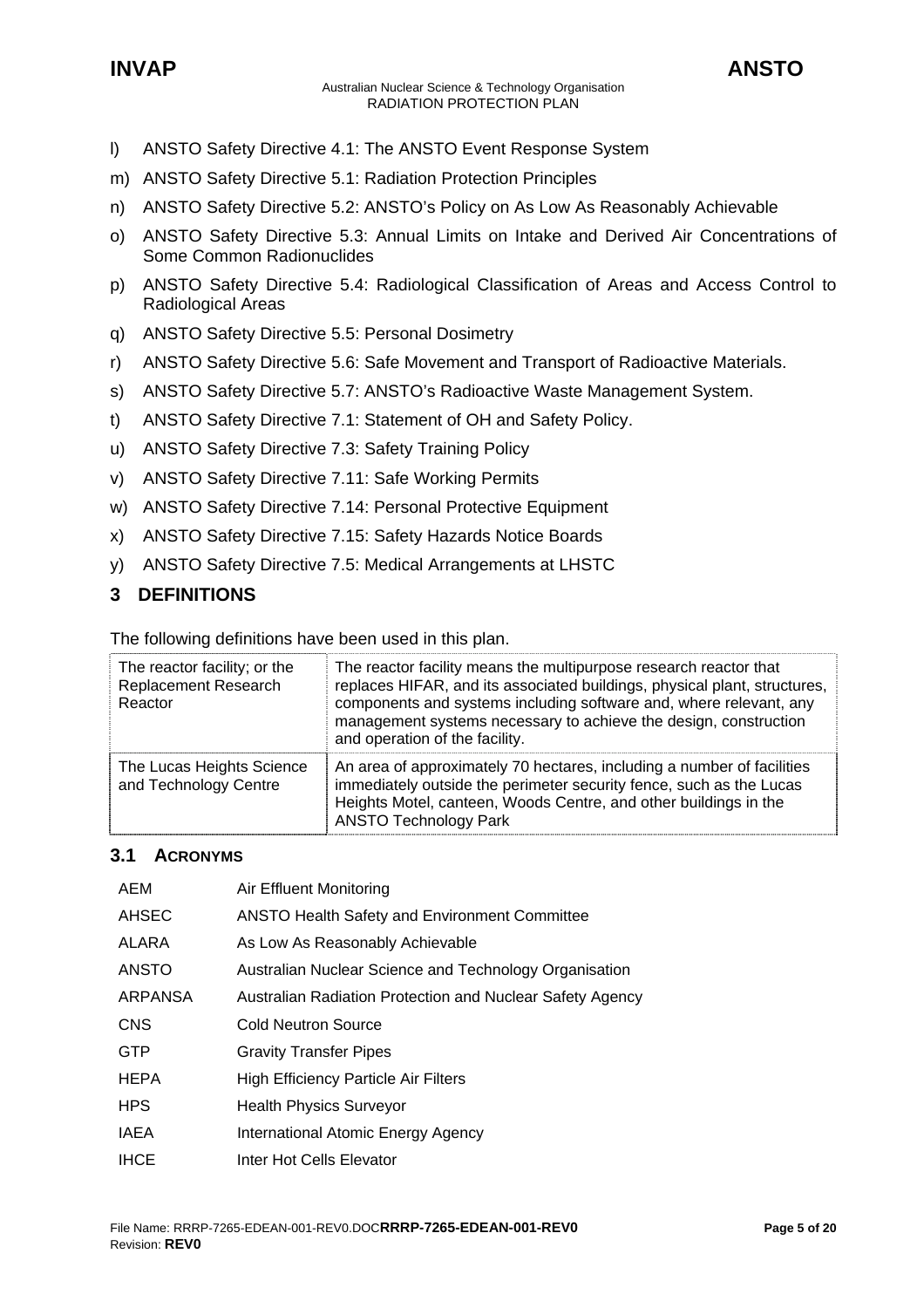l) ANSTO Safety Directive 4.1: The ANSTO Event Response System

m) ANSTO Safety Directive 5.1: Radiation Protection Principles

n) ANSTO Safety Directive 5.2: ANSTO's Policy on As Low As Reasonably Achievable

o) ANSTO Safety Directive 5.3: Annual Limits on Intake and Derived Air Concentrations of Some Common Radionuclides

p) ANSTO Safety Directive 5.4: Radiological Classification of Areas and Access Control to Radiological Areas

q) ANSTO Safety Directive 5.5: Personal Dosimetry

r) ANSTO Safety Directive 5.6: Safe Movement and Transport of Radioactive Materials.

s) ANSTO Safety Directive 5.7: ANSTO's Radioactive Waste Management System.

t) ANSTO Safety Directive 7.1: Statement of OH and Safety Policy.

u) ANSTO Safety Directive 7.3: Safety Training Policy

v) ANSTO Safety Directive 7.11: Safe Working Permits

w) ANSTO Safety Directive 7.14: Personal Protective Equipment

x) ANSTO Safety Directive 7.15: Safety Hazards Notice Boards

y) ANSTO Safety Directive 7.5: Medical Arrangements at LHSTC

# 3 DEFINITIONS

The following definitions have been used in this plan.

| Term | Definition |
|---|---|
| The reactor facility; or the Replacement Research Reactor | The reactor facility means the multipurpose research reactor that replaces HIFAR, and its associated buildings, physical plant, structures, components and systems including software and, where relevant, any management systems necessary to achieve the design, construction and operation of the facility. |
| The Lucas Heights Science and Technology Centre | An area of approximately 70 hectares, including a number of facilities immediately outside the perimeter security fence, such as the Lucas Heights Motel, canteen, Woods Centre, and other buildings in the ANSTO Technology Park |

## 3.1 ACRONYMS

| Acronym | Meaning |
|---|---|
| AEM | Air Effluent Monitoring |
| AHSEC | ANSTO Health Safety and Environment Committee |
| ALARA | As Low As Reasonably Achievable |
| ANSTO | Australian Nuclear Science and Technology Organisation |
| ARPANSA | Australian Radiation Protection and Nuclear Safety Agency |
| CNS | Cold Neutron Source |
| GTP | Gravity Transfer Pipes |
| HEPA | High Efficiency Particle Air Filters |
| HPS | Health Physics Surveyor |
| IAEA | International Atomic Energy Agency |
| IHCE | Inter Hot Cells Elevator |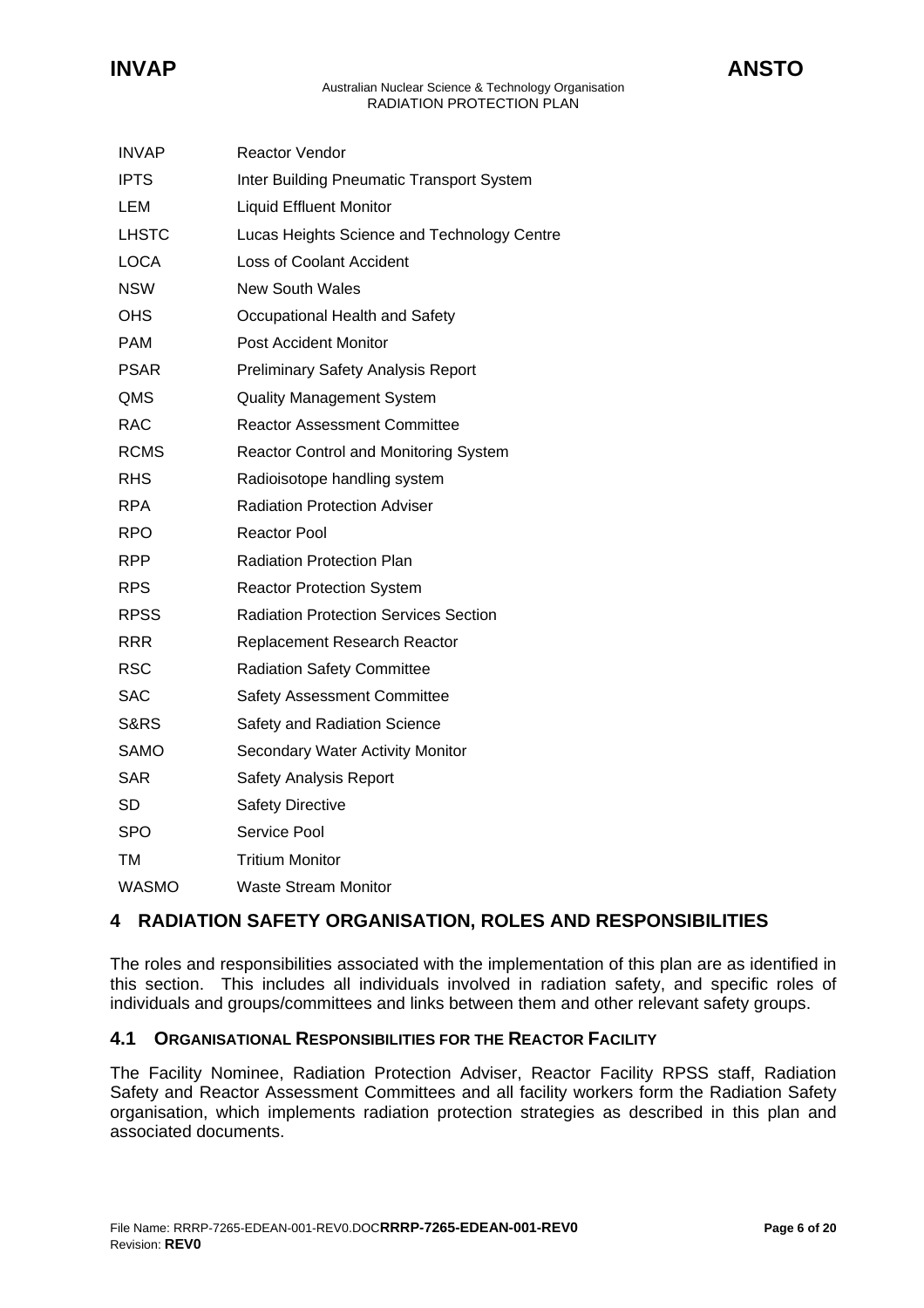| | |
|---|---|
| INVAP | Reactor Vendor |
| IPTS | Inter Building Pneumatic Transport System |
| LEM | Liquid Effluent Monitor |
| LHSTC | Lucas Heights Science and Technology Centre |
| LOCA | Loss of Coolant Accident |
| NSW | New South Wales |
| OHS | Occupational Health and Safety |
| PAM | Post Accident Monitor |
| PSAR | Preliminary Safety Analysis Report |
| QMS | Quality Management System |
| RAC | Reactor Assessment Committee |
| RCMS | Reactor Control and Monitoring System |
| RHS | Radioisotope handling system |
| RPA | Radiation Protection Adviser |
| RPO | Reactor Pool |
| RPP | Radiation Protection Plan |
| RPS | Reactor Protection System |
| RPSS | Radiation Protection Services Section |
| RRR | Replacement Research Reactor |
| RSC | Radiation Safety Committee |
| SAC | Safety Assessment Committee |
| S&RS | Safety and Radiation Science |
| SAMO | Secondary Water Activity Monitor |
| SAR | Safety Analysis Report |
| SD | Safety Directive |
| SPO | Service Pool |
| TM | Tritium Monitor |
| WASMO | Waste Stream Monitor |

# 4 RADIATION SAFETY ORGANISATION, ROLES AND RESPONSIBILITIES

The roles and responsibilities associated with the implementation of this plan are as identified in this section. This includes all individuals involved in radiation safety, and specific roles of individuals and groups/committees and links between them and other relevant safety groups.

## 4.1 ORGANISATIONAL RESPONSIBILITIES FOR THE REACTOR FACILITY

The Facility Nominee, Radiation Protection Adviser, Reactor Facility RPSS staff, Radiation Safety and Reactor Assessment Committees and all facility workers form the Radiation Safety organisation, which implements radiation protection strategies as described in this plan and associated documents.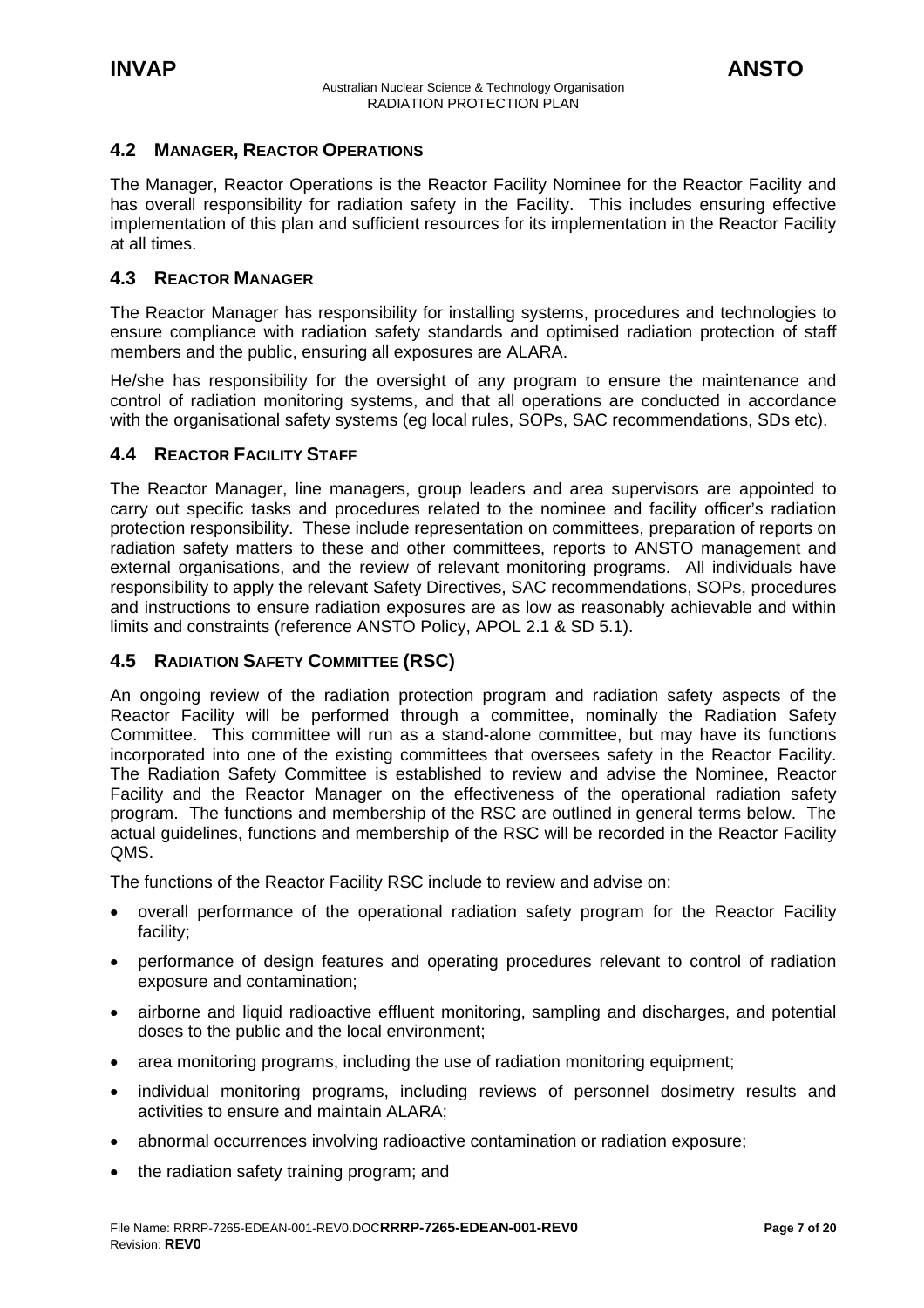## 4.2 MANAGER, REACTOR OPERATIONS

The Manager, Reactor Operations is the Reactor Facility Nominee for the Reactor Facility and has overall responsibility for radiation safety in the Facility. This includes ensuring effective implementation of this plan and sufficient resources for its implementation in the Reactor Facility at all times.

## 4.3 REACTOR MANAGER

The Reactor Manager has responsibility for installing systems, procedures and technologies to ensure compliance with radiation safety standards and optimised radiation protection of staff members and the public, ensuring all exposures are ALARA.

He/she has responsibility for the oversight of any program to ensure the maintenance and control of radiation monitoring systems, and that all operations are conducted in accordance with the organisational safety systems (eg local rules, SOPs, SAC recommendations, SDs etc).

## 4.4 REACTOR FACILITY STAFF

The Reactor Manager, line managers, group leaders and area supervisors are appointed to carry out specific tasks and procedures related to the nominee and facility officer's radiation protection responsibility. These include representation on committees, preparation of reports on radiation safety matters to these and other committees, reports to ANSTO management and external organisations, and the review of relevant monitoring programs. All individuals have responsibility to apply the relevant Safety Directives, SAC recommendations, SOPs, procedures and instructions to ensure radiation exposures are as low as reasonably achievable and within limits and constraints (reference ANSTO Policy, APOL 2.1 & SD 5.1).

## 4.5 RADIATION SAFETY COMMITTEE (RSC)

An ongoing review of the radiation protection program and radiation safety aspects of the Reactor Facility will be performed through a committee, nominally the Radiation Safety Committee. This committee will run as a stand-alone committee, but may have its functions incorporated into one of the existing committees that oversees safety in the Reactor Facility. The Radiation Safety Committee is established to review and advise the Nominee, Reactor Facility and the Reactor Manager on the effectiveness of the operational radiation safety program. The functions and membership of the RSC are outlined in general terms below. The actual guidelines, functions and membership of the RSC will be recorded in the Reactor Facility QMS.

The functions of the Reactor Facility RSC include to review and advise on:

- overall performance of the operational radiation safety program for the Reactor Facility facility;
- performance of design features and operating procedures relevant to control of radiation exposure and contamination;
- airborne and liquid radioactive effluent monitoring, sampling and discharges, and potential doses to the public and the local environment;
- area monitoring programs, including the use of radiation monitoring equipment;
- individual monitoring programs, including reviews of personnel dosimetry results and activities to ensure and maintain ALARA;
- abnormal occurrences involving radioactive contamination or radiation exposure;
- the radiation safety training program; and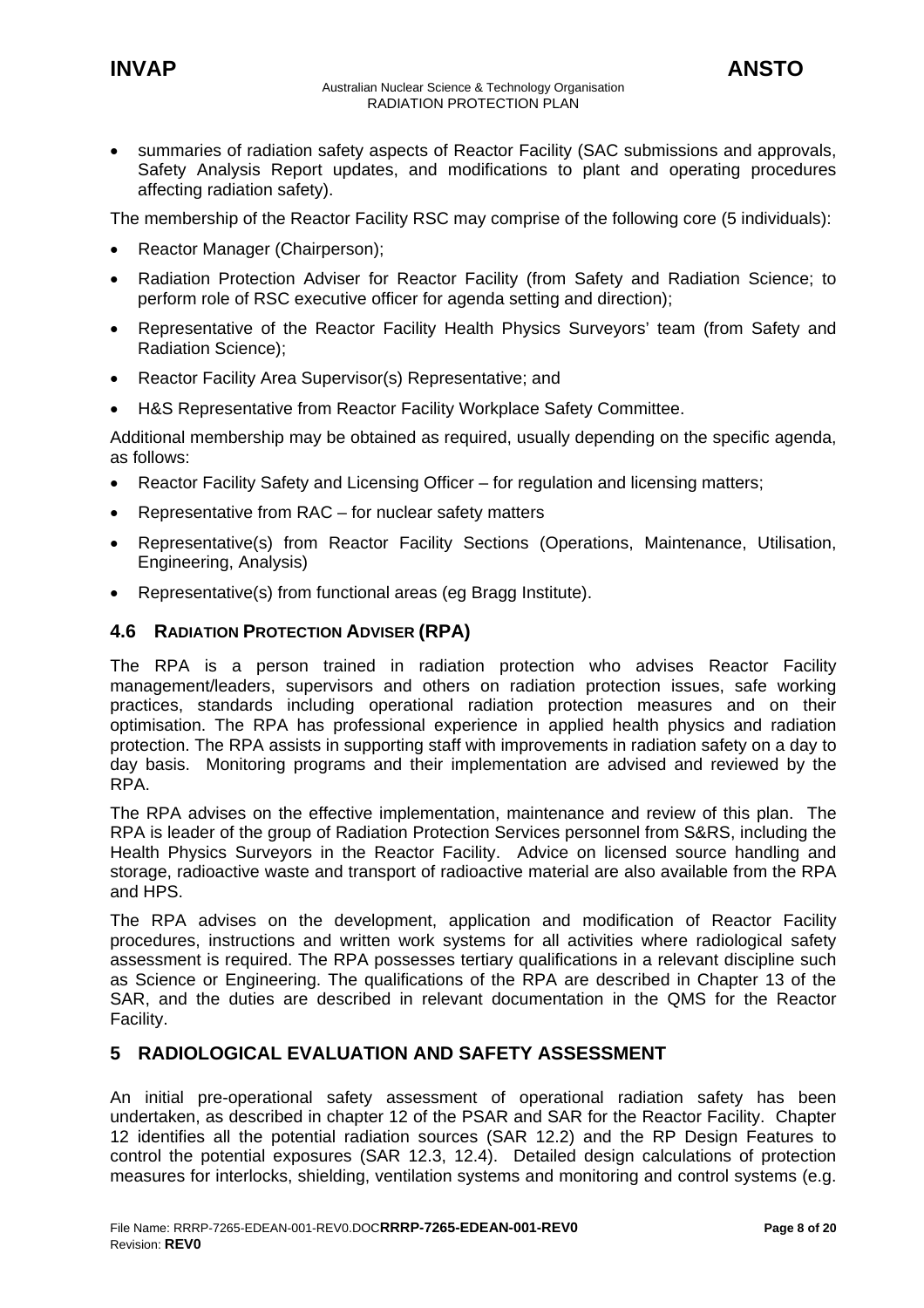- summaries of radiation safety aspects of Reactor Facility (SAC submissions and approvals, Safety Analysis Report updates, and modifications to plant and operating procedures affecting radiation safety).

The membership of the Reactor Facility RSC may comprise of the following core (5 individuals):

- Reactor Manager (Chairperson);
- Radiation Protection Adviser for Reactor Facility (from Safety and Radiation Science; to perform role of RSC executive officer for agenda setting and direction);
- Representative of the Reactor Facility Health Physics Surveyors' team (from Safety and Radiation Science);
- Reactor Facility Area Supervisor(s) Representative; and
- H&S Representative from Reactor Facility Workplace Safety Committee.

Additional membership may be obtained as required, usually depending on the specific agenda, as follows:

- Reactor Facility Safety and Licensing Officer – for regulation and licensing matters;
- Representative from RAC – for nuclear safety matters
- Representative(s) from Reactor Facility Sections (Operations, Maintenance, Utilisation, Engineering, Analysis)
- Representative(s) from functional areas (eg Bragg Institute).

### 4.6 RADIATION PROTECTION ADVISER (RPA)

The RPA is a person trained in radiation protection who advises Reactor Facility management/leaders, supervisors and others on radiation protection issues, safe working practices, standards including operational radiation protection measures and on their optimisation. The RPA has professional experience in applied health physics and radiation protection. The RPA assists in supporting staff with improvements in radiation safety on a day to day basis. Monitoring programs and their implementation are advised and reviewed by the RPA.

The RPA advises on the effective implementation, maintenance and review of this plan. The RPA is leader of the group of Radiation Protection Services personnel from S&RS, including the Health Physics Surveyors in the Reactor Facility. Advice on licensed source handling and storage, radioactive waste and transport of radioactive material are also available from the RPA and HPS.

The RPA advises on the development, application and modification of Reactor Facility procedures, instructions and written work systems for all activities where radiological safety assessment is required. The RPA possesses tertiary qualifications in a relevant discipline such as Science or Engineering. The qualifications of the RPA are described in Chapter 13 of the SAR, and the duties are described in relevant documentation in the QMS for the Reactor Facility.

## 5 RADIOLOGICAL EVALUATION AND SAFETY ASSESSMENT

An initial pre-operational safety assessment of operational radiation safety has been undertaken, as described in chapter 12 of the PSAR and SAR for the Reactor Facility. Chapter 12 identifies all the potential radiation sources (SAR 12.2) and the RP Design Features to control the potential exposures (SAR 12.3, 12.4). Detailed design calculations of protection measures for interlocks, shielding, ventilation systems and monitoring and control systems (e.g.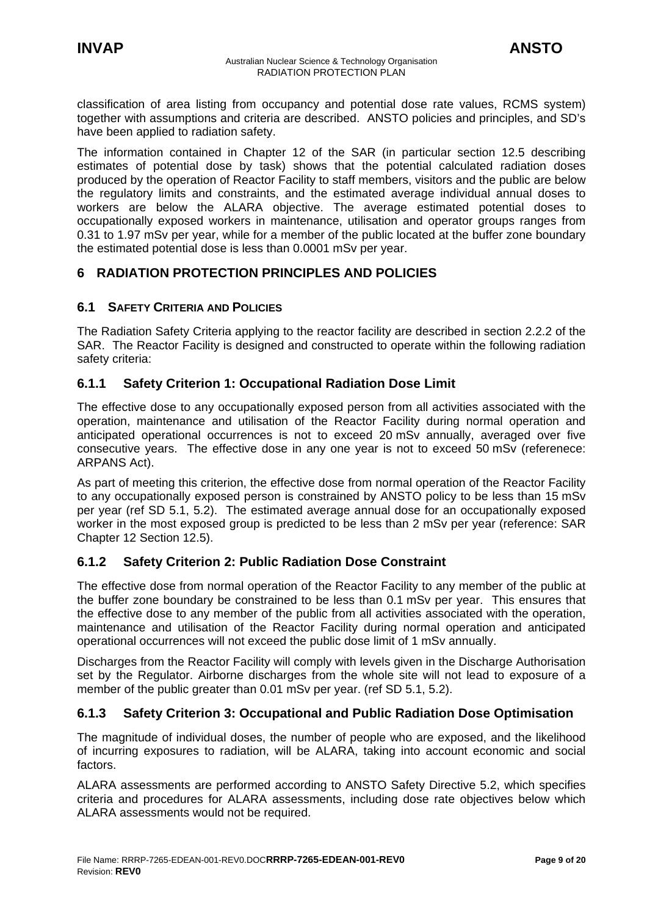classification of area listing from occupancy and potential dose rate values, RCMS system) together with assumptions and criteria are described. ANSTO policies and principles, and SD's have been applied to radiation safety.

The information contained in Chapter 12 of the SAR (in particular section 12.5 describing estimates of potential dose by task) shows that the potential calculated radiation doses produced by the operation of Reactor Facility to staff members, visitors and the public are below the regulatory limits and constraints, and the estimated average individual annual doses to workers are below the ALARA objective. The average estimated potential doses to occupationally exposed workers in maintenance, utilisation and operator groups ranges from 0.31 to 1.97 mSv per year, while for a member of the public located at the buffer zone boundary the estimated potential dose is less than 0.0001 mSv per year.

# 6 RADIATION PROTECTION PRINCIPLES AND POLICIES

## 6.1 SAFETY CRITERIA AND POLICIES

The Radiation Safety Criteria applying to the reactor facility are described in section 2.2.2 of the SAR. The Reactor Facility is designed and constructed to operate within the following radiation safety criteria:

### 6.1.1 Safety Criterion 1: Occupational Radiation Dose Limit

The effective dose to any occupationally exposed person from all activities associated with the operation, maintenance and utilisation of the Reactor Facility during normal operation and anticipated operational occurrences is not to exceed 20 mSv annually, averaged over five consecutive years. The effective dose in any one year is not to exceed 50 mSv (referenece: ARPANS Act).

As part of meeting this criterion, the effective dose from normal operation of the Reactor Facility to any occupationally exposed person is constrained by ANSTO policy to be less than 15 mSv per year (ref SD 5.1, 5.2). The estimated average annual dose for an occupationally exposed worker in the most exposed group is predicted to be less than 2 mSv per year (reference: SAR Chapter 12 Section 12.5).

### 6.1.2 Safety Criterion 2: Public Radiation Dose Constraint

The effective dose from normal operation of the Reactor Facility to any member of the public at the buffer zone boundary be constrained to be less than 0.1 mSv per year. This ensures that the effective dose to any member of the public from all activities associated with the operation, maintenance and utilisation of the Reactor Facility during normal operation and anticipated operational occurrences will not exceed the public dose limit of 1 mSv annually.

Discharges from the Reactor Facility will comply with levels given in the Discharge Authorisation set by the Regulator. Airborne discharges from the whole site will not lead to exposure of a member of the public greater than 0.01 mSv per year. (ref SD 5.1, 5.2).

### 6.1.3 Safety Criterion 3: Occupational and Public Radiation Dose Optimisation

The magnitude of individual doses, the number of people who are exposed, and the likelihood of incurring exposures to radiation, will be ALARA, taking into account economic and social factors.

ALARA assessments are performed according to ANSTO Safety Directive 5.2, which specifies criteria and procedures for ALARA assessments, including dose rate objectives below which ALARA assessments would not be required.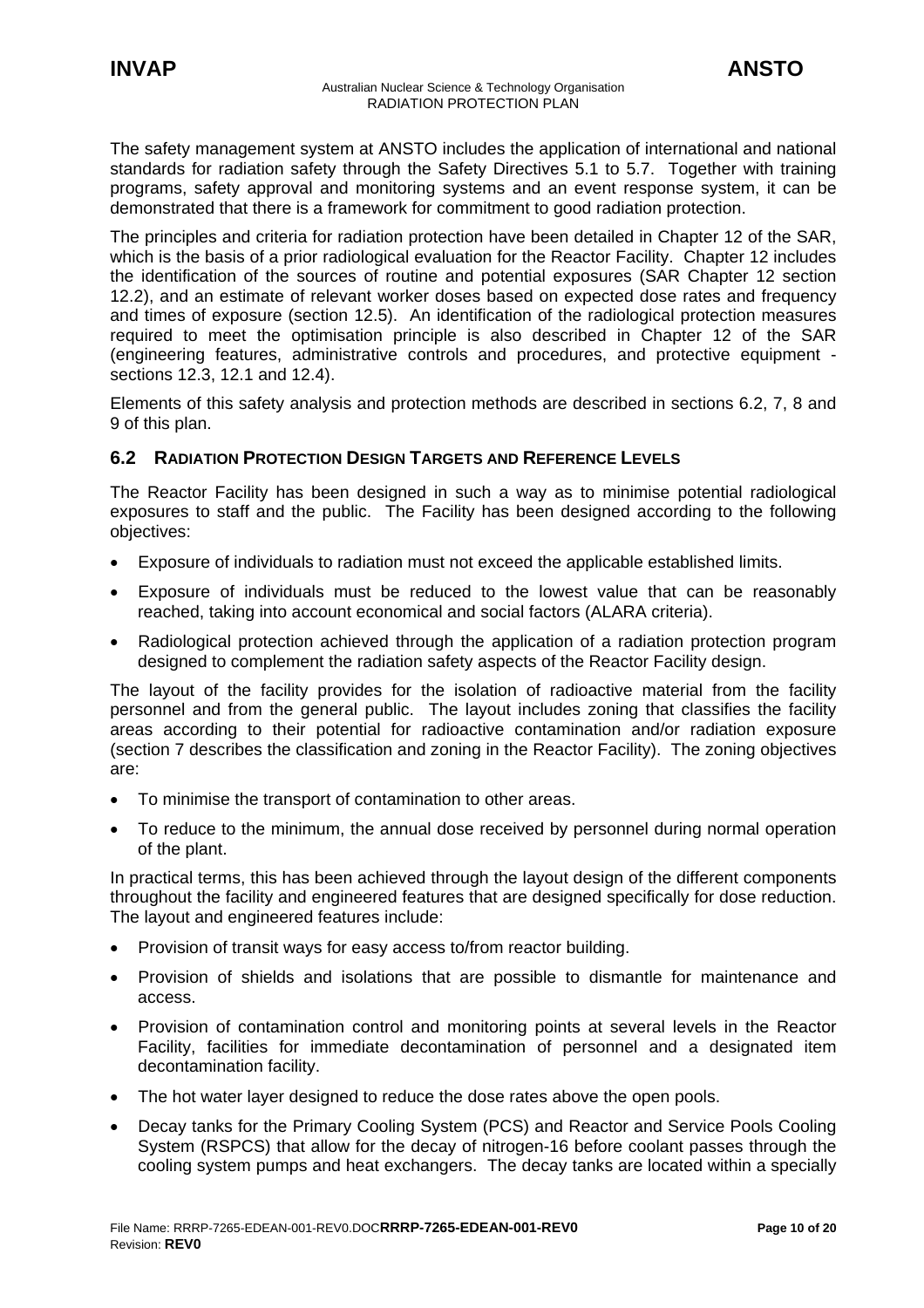The safety management system at ANSTO includes the application of international and national standards for radiation safety through the Safety Directives 5.1 to 5.7. Together with training programs, safety approval and monitoring systems and an event response system, it can be demonstrated that there is a framework for commitment to good radiation protection.

The principles and criteria for radiation protection have been detailed in Chapter 12 of the SAR, which is the basis of a prior radiological evaluation for the Reactor Facility. Chapter 12 includes the identification of the sources of routine and potential exposures (SAR Chapter 12 section 12.2), and an estimate of relevant worker doses based on expected dose rates and frequency and times of exposure (section 12.5). An identification of the radiological protection measures required to meet the optimisation principle is also described in Chapter 12 of the SAR (engineering features, administrative controls and procedures, and protective equipment - sections 12.3, 12.1 and 12.4).

Elements of this safety analysis and protection methods are described in sections 6.2, 7, 8 and 9 of this plan.

## 6.2 RADIATION PROTECTION DESIGN TARGETS AND REFERENCE LEVELS

The Reactor Facility has been designed in such a way as to minimise potential radiological exposures to staff and the public. The Facility has been designed according to the following objectives:

- Exposure of individuals to radiation must not exceed the applicable established limits.
- Exposure of individuals must be reduced to the lowest value that can be reasonably reached, taking into account economical and social factors (ALARA criteria).
- Radiological protection achieved through the application of a radiation protection program designed to complement the radiation safety aspects of the Reactor Facility design.

The layout of the facility provides for the isolation of radioactive material from the facility personnel and from the general public. The layout includes zoning that classifies the facility areas according to their potential for radioactive contamination and/or radiation exposure (section 7 describes the classification and zoning in the Reactor Facility). The zoning objectives are:

- To minimise the transport of contamination to other areas.
- To reduce to the minimum, the annual dose received by personnel during normal operation of the plant.

In practical terms, this has been achieved through the layout design of the different components throughout the facility and engineered features that are designed specifically for dose reduction. The layout and engineered features include:

- Provision of transit ways for easy access to/from reactor building.
- Provision of shields and isolations that are possible to dismantle for maintenance and access.
- Provision of contamination control and monitoring points at several levels in the Reactor Facility, facilities for immediate decontamination of personnel and a designated item decontamination facility.
- The hot water layer designed to reduce the dose rates above the open pools.
- Decay tanks for the Primary Cooling System (PCS) and Reactor and Service Pools Cooling System (RSPCS) that allow for the decay of nitrogen-16 before coolant passes through the cooling system pumps and heat exchangers. The decay tanks are located within a specially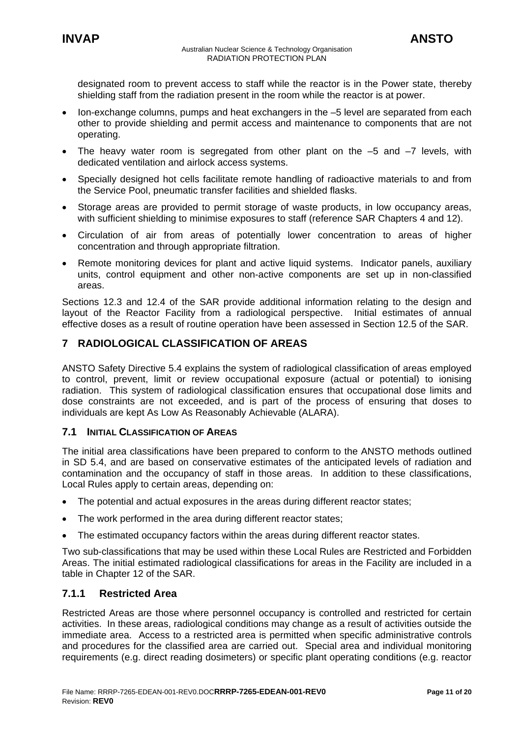designated room to prevent access to staff while the reactor is in the Power state, thereby shielding staff from the radiation present in the room while the reactor is at power.

- Ion-exchange columns, pumps and heat exchangers in the –5 level are separated from each other to provide shielding and permit access and maintenance to components that are not operating.
- The heavy water room is segregated from other plant on the –5 and –7 levels, with dedicated ventilation and airlock access systems.
- Specially designed hot cells facilitate remote handling of radioactive materials to and from the Service Pool, pneumatic transfer facilities and shielded flasks.
- Storage areas are provided to permit storage of waste products, in low occupancy areas, with sufficient shielding to minimise exposures to staff (reference SAR Chapters 4 and 12).
- Circulation of air from areas of potentially lower concentration to areas of higher concentration and through appropriate filtration.
- Remote monitoring devices for plant and active liquid systems. Indicator panels, auxiliary units, control equipment and other non-active components are set up in non-classified areas.

Sections 12.3 and 12.4 of the SAR provide additional information relating to the design and layout of the Reactor Facility from a radiological perspective. Initial estimates of annual effective doses as a result of routine operation have been assessed in Section 12.5 of the SAR.

# 7 RADIOLOGICAL CLASSIFICATION OF AREAS

ANSTO Safety Directive 5.4 explains the system of radiological classification of areas employed to control, prevent, limit or review occupational exposure (actual or potential) to ionising radiation. This system of radiological classification ensures that occupational dose limits and dose constraints are not exceeded, and is part of the process of ensuring that doses to individuals are kept As Low As Reasonably Achievable (ALARA).

## 7.1 INITIAL CLASSIFICATION OF AREAS

The initial area classifications have been prepared to conform to the ANSTO methods outlined in SD 5.4, and are based on conservative estimates of the anticipated levels of radiation and contamination and the occupancy of staff in those areas. In addition to these classifications, Local Rules apply to certain areas, depending on:

- The potential and actual exposures in the areas during different reactor states;
- The work performed in the area during different reactor states;
- The estimated occupancy factors within the areas during different reactor states.

Two sub-classifications that may be used within these Local Rules are Restricted and Forbidden Areas. The initial estimated radiological classifications for areas in the Facility are included in a table in Chapter 12 of the SAR.

### 7.1.1 Restricted Area

Restricted Areas are those where personnel occupancy is controlled and restricted for certain activities. In these areas, radiological conditions may change as a result of activities outside the immediate area. Access to a restricted area is permitted when specific administrative controls and procedures for the classified area are carried out. Special area and individual monitoring requirements (e.g. direct reading dosimeters) or specific plant operating conditions (e.g. reactor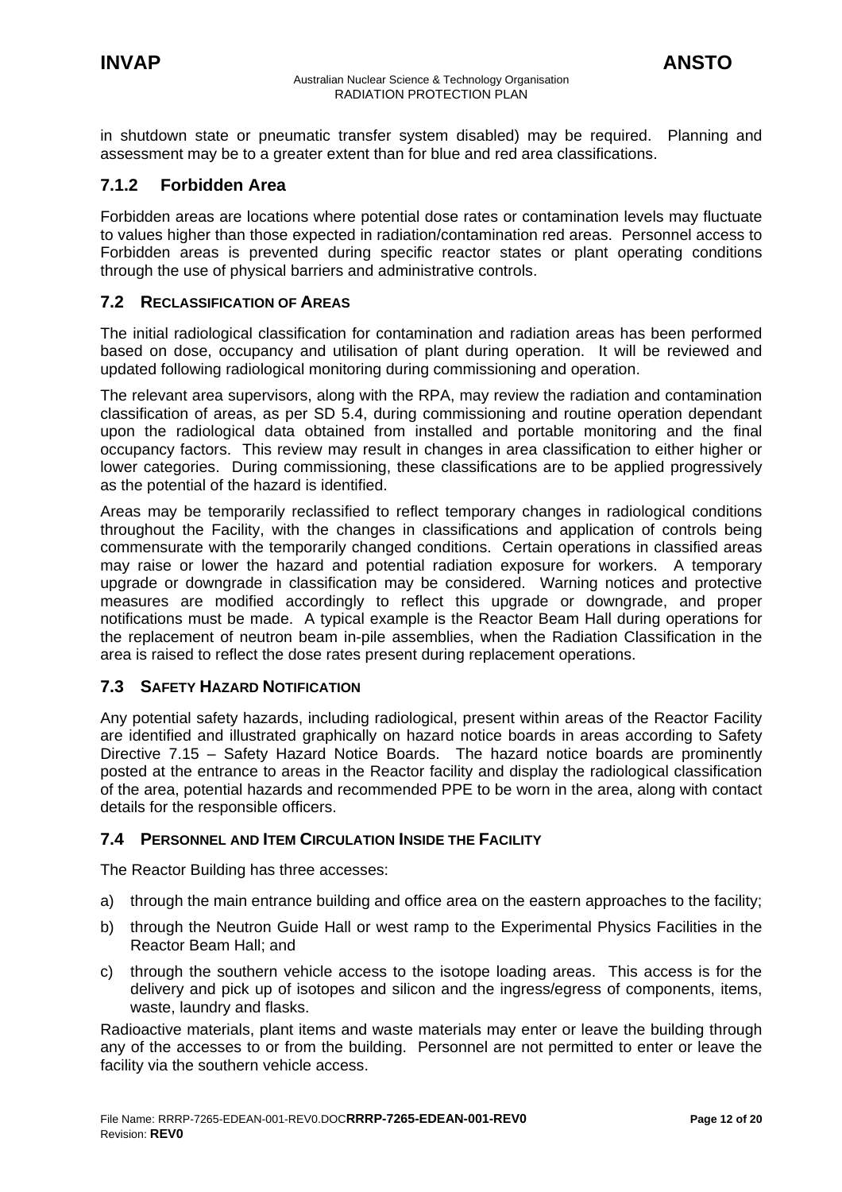in shutdown state or pneumatic transfer system disabled) may be required. Planning and assessment may be to a greater extent than for blue and red area classifications.

### 7.1.2 Forbidden Area

Forbidden areas are locations where potential dose rates or contamination levels may fluctuate to values higher than those expected in radiation/contamination red areas. Personnel access to Forbidden areas is prevented during specific reactor states or plant operating conditions through the use of physical barriers and administrative controls.

## 7.2 Reclassification of Areas

The initial radiological classification for contamination and radiation areas has been performed based on dose, occupancy and utilisation of plant during operation. It will be reviewed and updated following radiological monitoring during commissioning and operation.

The relevant area supervisors, along with the RPA, may review the radiation and contamination classification of areas, as per SD 5.4, during commissioning and routine operation dependant upon the radiological data obtained from installed and portable monitoring and the final occupancy factors. This review may result in changes in area classification to either higher or lower categories. During commissioning, these classifications are to be applied progressively as the potential of the hazard is identified.

Areas may be temporarily reclassified to reflect temporary changes in radiological conditions throughout the Facility, with the changes in classifications and application of controls being commensurate with the temporarily changed conditions. Certain operations in classified areas may raise or lower the hazard and potential radiation exposure for workers. A temporary upgrade or downgrade in classification may be considered. Warning notices and protective measures are modified accordingly to reflect this upgrade or downgrade, and proper notifications must be made. A typical example is the Reactor Beam Hall during operations for the replacement of neutron beam in-pile assemblies, when the Radiation Classification in the area is raised to reflect the dose rates present during replacement operations.

## 7.3 Safety Hazard Notification

Any potential safety hazards, including radiological, present within areas of the Reactor Facility are identified and illustrated graphically on hazard notice boards in areas according to Safety Directive 7.15 – Safety Hazard Notice Boards. The hazard notice boards are prominently posted at the entrance to areas in the Reactor facility and display the radiological classification of the area, potential hazards and recommended PPE to be worn in the area, along with contact details for the responsible officers.

## 7.4 Personnel and Item Circulation Inside the Facility

The Reactor Building has three accesses:

a) through the main entrance building and office area on the eastern approaches to the facility;

b) through the Neutron Guide Hall or west ramp to the Experimental Physics Facilities in the Reactor Beam Hall; and

c) through the southern vehicle access to the isotope loading areas. This access is for the delivery and pick up of isotopes and silicon and the ingress/egress of components, items, waste, laundry and flasks.

Radioactive materials, plant items and waste materials may enter or leave the building through any of the accesses to or from the building. Personnel are not permitted to enter or leave the facility via the southern vehicle access.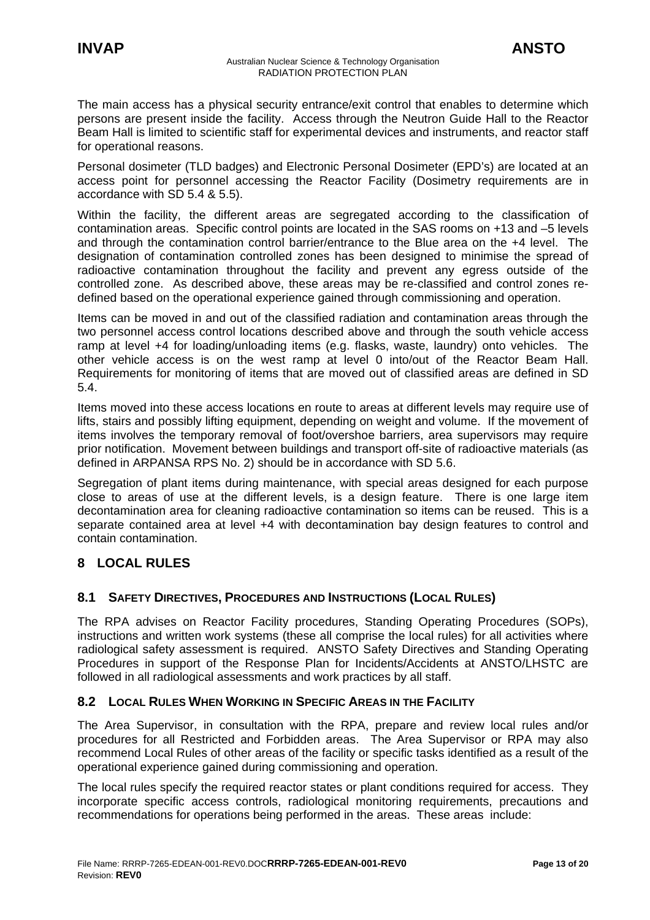The main access has a physical security entrance/exit control that enables to determine which persons are present inside the facility. Access through the Neutron Guide Hall to the Reactor Beam Hall is limited to scientific staff for experimental devices and instruments, and reactor staff for operational reasons.

Personal dosimeter (TLD badges) and Electronic Personal Dosimeter (EPD's) are located at an access point for personnel accessing the Reactor Facility (Dosimetry requirements are in accordance with SD 5.4 & 5.5).

Within the facility, the different areas are segregated according to the classification of contamination areas. Specific control points are located in the SAS rooms on +13 and –5 levels and through the contamination control barrier/entrance to the Blue area on the +4 level. The designation of contamination controlled zones has been designed to minimise the spread of radioactive contamination throughout the facility and prevent any egress outside of the controlled zone. As described above, these areas may be re-classified and control zones re-defined based on the operational experience gained through commissioning and operation.

Items can be moved in and out of the classified radiation and contamination areas through the two personnel access control locations described above and through the south vehicle access ramp at level +4 for loading/unloading items (e.g. flasks, waste, laundry) onto vehicles. The other vehicle access is on the west ramp at level 0 into/out of the Reactor Beam Hall. Requirements for monitoring of items that are moved out of classified areas are defined in SD 5.4.

Items moved into these access locations en route to areas at different levels may require use of lifts, stairs and possibly lifting equipment, depending on weight and volume. If the movement of items involves the temporary removal of foot/overshoe barriers, area supervisors may require prior notification. Movement between buildings and transport off-site of radioactive materials (as defined in ARPANSA RPS No. 2) should be in accordance with SD 5.6.

Segregation of plant items during maintenance, with special areas designed for each purpose close to areas of use at the different levels, is a design feature. There is one large item decontamination area for cleaning radioactive contamination so items can be reused. This is a separate contained area at level +4 with decontamination bay design features to control and contain contamination.

# 8 LOCAL RULES

## 8.1 SAFETY DIRECTIVES, PROCEDURES AND INSTRUCTIONS (LOCAL RULES)

The RPA advises on Reactor Facility procedures, Standing Operating Procedures (SOPs), instructions and written work systems (these all comprise the local rules) for all activities where radiological safety assessment is required. ANSTO Safety Directives and Standing Operating Procedures in support of the Response Plan for Incidents/Accidents at ANSTO/LHSTC are followed in all radiological assessments and work practices by all staff.

## 8.2 LOCAL RULES WHEN WORKING IN SPECIFIC AREAS IN THE FACILITY

The Area Supervisor, in consultation with the RPA, prepare and review local rules and/or procedures for all Restricted and Forbidden areas. The Area Supervisor or RPA may also recommend Local Rules of other areas of the facility or specific tasks identified as a result of the operational experience gained during commissioning and operation.

The local rules specify the required reactor states or plant conditions required for access. They incorporate specific access controls, radiological monitoring requirements, precautions and recommendations for operations being performed in the areas. These areas include: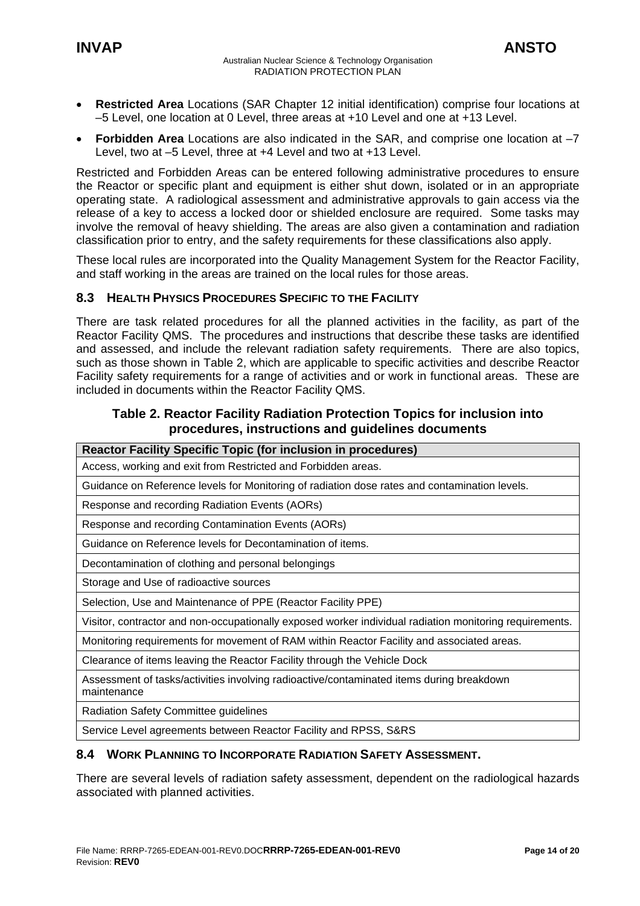- **Restricted Area** Locations (SAR Chapter 12 initial identification) comprise four locations at –5 Level, one location at 0 Level, three areas at +10 Level and one at +13 Level.
- **Forbidden Area** Locations are also indicated in the SAR, and comprise one location at –7 Level, two at –5 Level, three at +4 Level and two at +13 Level.

Restricted and Forbidden Areas can be entered following administrative procedures to ensure the Reactor or specific plant and equipment is either shut down, isolated or in an appropriate operating state. A radiological assessment and administrative approvals to gain access via the release of a key to access a locked door or shielded enclosure are required. Some tasks may involve the removal of heavy shielding. The areas are also given a contamination and radiation classification prior to entry, and the safety requirements for these classifications also apply.

These local rules are incorporated into the Quality Management System for the Reactor Facility, and staff working in the areas are trained on the local rules for those areas.

## 8.3 HEALTH PHYSICS PROCEDURES SPECIFIC TO THE FACILITY

There are task related procedures for all the planned activities in the facility, as part of the Reactor Facility QMS. The procedures and instructions that describe these tasks are identified and assessed, and include the relevant radiation safety requirements. There are also topics, such as those shown in Table 2, which are applicable to specific activities and describe Reactor Facility safety requirements for a range of activities and or work in functional areas. These are included in documents within the Reactor Facility QMS.

**Table 2. Reactor Facility Radiation Protection Topics for inclusion into procedures, instructions and guidelines documents**

| Reactor Facility Specific Topic (for inclusion in procedures) |
|---|
| Access, working and exit from Restricted and Forbidden areas. |
| Guidance on Reference levels for Monitoring of radiation dose rates and contamination levels. |
| Response and recording Radiation Events (AORs) |
| Response and recording Contamination Events (AORs) |
| Guidance on Reference levels for Decontamination of items. |
| Decontamination of clothing and personal belongings |
| Storage and Use of radioactive sources |
| Selection, Use and Maintenance of PPE (Reactor Facility PPE) |
| Visitor, contractor and non-occupationally exposed worker individual radiation monitoring requirements. |
| Monitoring requirements for movement of RAM within Reactor Facility and associated areas. |
| Clearance of items leaving the Reactor Facility through the Vehicle Dock |
| Assessment of tasks/activities involving radioactive/contaminated items during breakdown maintenance |
| Radiation Safety Committee guidelines |
| Service Level agreements between Reactor Facility and RPSS, S&RS |

## 8.4 WORK PLANNING TO INCORPORATE RADIATION SAFETY ASSESSMENT.

There are several levels of radiation safety assessment, dependent on the radiological hazards associated with planned activities.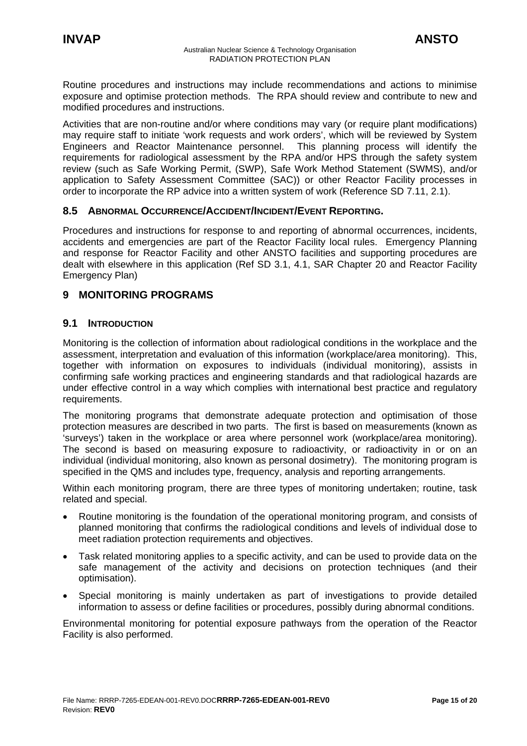Routine procedures and instructions may include recommendations and actions to minimise exposure and optimise protection methods. The RPA should review and contribute to new and modified procedures and instructions.

Activities that are non-routine and/or where conditions may vary (or require plant modifications) may require staff to initiate 'work requests and work orders', which will be reviewed by System Engineers and Reactor Maintenance personnel. This planning process will identify the requirements for radiological assessment by the RPA and/or HPS through the safety system review (such as Safe Working Permit, (SWP), Safe Work Method Statement (SWMS), and/or application to Safety Assessment Committee (SAC)) or other Reactor Facility processes in order to incorporate the RP advice into a written system of work (Reference SD 7.11, 2.1).

### 8.5 ABNORMAL OCCURRENCE/ACCIDENT/INCIDENT/EVENT REPORTING.

Procedures and instructions for response to and reporting of abnormal occurrences, incidents, accidents and emergencies are part of the Reactor Facility local rules. Emergency Planning and response for Reactor Facility and other ANSTO facilities and supporting procedures are dealt with elsewhere in this application (Ref SD 3.1, 4.1, SAR Chapter 20 and Reactor Facility Emergency Plan)

## 9 MONITORING PROGRAMS

### 9.1 INTRODUCTION

Monitoring is the collection of information about radiological conditions in the workplace and the assessment, interpretation and evaluation of this information (workplace/area monitoring). This, together with information on exposures to individuals (individual monitoring), assists in confirming safe working practices and engineering standards and that radiological hazards are under effective control in a way which complies with international best practice and regulatory requirements.

The monitoring programs that demonstrate adequate protection and optimisation of those protection measures are described in two parts. The first is based on measurements (known as 'surveys') taken in the workplace or area where personnel work (workplace/area monitoring). The second is based on measuring exposure to radioactivity, or radioactivity in or on an individual (individual monitoring, also known as personal dosimetry). The monitoring program is specified in the QMS and includes type, frequency, analysis and reporting arrangements.

Within each monitoring program, there are three types of monitoring undertaken; routine, task related and special.

- Routine monitoring is the foundation of the operational monitoring program, and consists of planned monitoring that confirms the radiological conditions and levels of individual dose to meet radiation protection requirements and objectives.
- Task related monitoring applies to a specific activity, and can be used to provide data on the safe management of the activity and decisions on protection techniques (and their optimisation).
- Special monitoring is mainly undertaken as part of investigations to provide detailed information to assess or define facilities or procedures, possibly during abnormal conditions.

Environmental monitoring for potential exposure pathways from the operation of the Reactor Facility is also performed.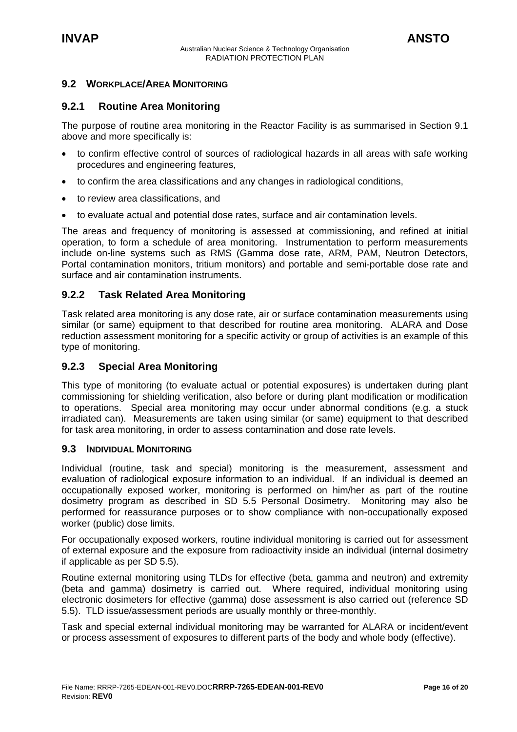## 9.2 Workplace/Area Monitoring

### 9.2.1 Routine Area Monitoring

The purpose of routine area monitoring in the Reactor Facility is as summarised in Section 9.1 above and more specifically is:

- to confirm effective control of sources of radiological hazards in all areas with safe working procedures and engineering features,
- to confirm the area classifications and any changes in radiological conditions,
- to review area classifications, and
- to evaluate actual and potential dose rates, surface and air contamination levels.

The areas and frequency of monitoring is assessed at commissioning, and refined at initial operation, to form a schedule of area monitoring. Instrumentation to perform measurements include on-line systems such as RMS (Gamma dose rate, ARM, PAM, Neutron Detectors, Portal contamination monitors, tritium monitors) and portable and semi-portable dose rate and surface and air contamination instruments.

### 9.2.2 Task Related Area Monitoring

Task related area monitoring is any dose rate, air or surface contamination measurements using similar (or same) equipment to that described for routine area monitoring. ALARA and Dose reduction assessment monitoring for a specific activity or group of activities is an example of this type of monitoring.

### 9.2.3 Special Area Monitoring

This type of monitoring (to evaluate actual or potential exposures) is undertaken during plant commissioning for shielding verification, also before or during plant modification or modification to operations. Special area monitoring may occur under abnormal conditions (e.g. a stuck irradiated can). Measurements are taken using similar (or same) equipment to that described for task area monitoring, in order to assess contamination and dose rate levels.

## 9.3 Individual Monitoring

Individual (routine, task and special) monitoring is the measurement, assessment and evaluation of radiological exposure information to an individual. If an individual is deemed an occupationally exposed worker, monitoring is performed on him/her as part of the routine dosimetry program as described in SD 5.5 Personal Dosimetry. Monitoring may also be performed for reassurance purposes or to show compliance with non-occupationally exposed worker (public) dose limits.

For occupationally exposed workers, routine individual monitoring is carried out for assessment of external exposure and the exposure from radioactivity inside an individual (internal dosimetry if applicable as per SD 5.5).

Routine external monitoring using TLDs for effective (beta, gamma and neutron) and extremity (beta and gamma) dosimetry is carried out. Where required, individual monitoring using electronic dosimeters for effective (gamma) dose assessment is also carried out (reference SD 5.5). TLD issue/assessment periods are usually monthly or three-monthly.

Task and special external individual monitoring may be warranted for ALARA or incident/event or process assessment of exposures to different parts of the body and whole body (effective).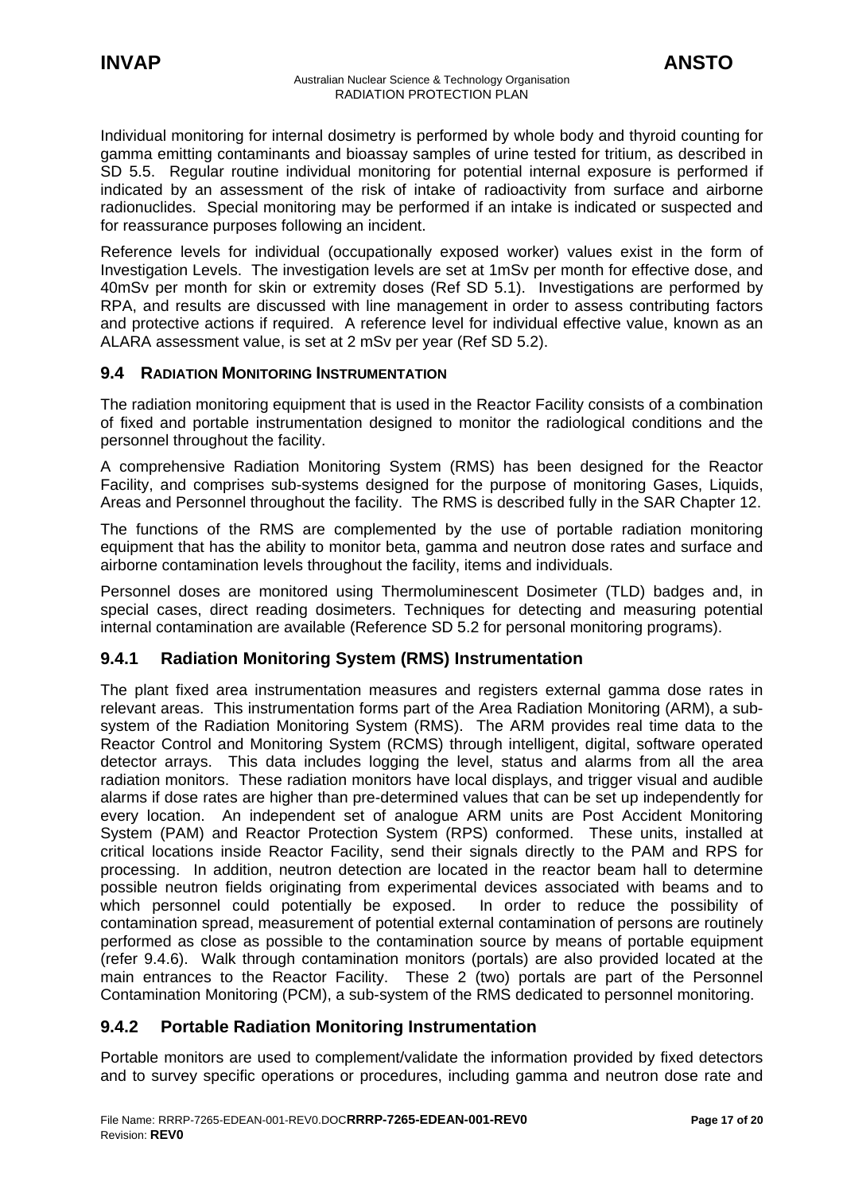Individual monitoring for internal dosimetry is performed by whole body and thyroid counting for gamma emitting contaminants and bioassay samples of urine tested for tritium, as described in SD 5.5. Regular routine individual monitoring for potential internal exposure is performed if indicated by an assessment of the risk of intake of radioactivity from surface and airborne radionuclides. Special monitoring may be performed if an intake is indicated or suspected and for reassurance purposes following an incident.

Reference levels for individual (occupationally exposed worker) values exist in the form of Investigation Levels. The investigation levels are set at 1mSv per month for effective dose, and 40mSv per month for skin or extremity doses (Ref SD 5.1). Investigations are performed by RPA, and results are discussed with line management in order to assess contributing factors and protective actions if required. A reference level for individual effective value, known as an ALARA assessment value, is set at 2 mSv per year (Ref SD 5.2).

## 9.4 RADIATION MONITORING INSTRUMENTATION

The radiation monitoring equipment that is used in the Reactor Facility consists of a combination of fixed and portable instrumentation designed to monitor the radiological conditions and the personnel throughout the facility.

A comprehensive Radiation Monitoring System (RMS) has been designed for the Reactor Facility, and comprises sub-systems designed for the purpose of monitoring Gases, Liquids, Areas and Personnel throughout the facility. The RMS is described fully in the SAR Chapter 12.

The functions of the RMS are complemented by the use of portable radiation monitoring equipment that has the ability to monitor beta, gamma and neutron dose rates and surface and airborne contamination levels throughout the facility, items and individuals.

Personnel doses are monitored using Thermoluminescent Dosimeter (TLD) badges and, in special cases, direct reading dosimeters. Techniques for detecting and measuring potential internal contamination are available (Reference SD 5.2 for personal monitoring programs).

### 9.4.1 Radiation Monitoring System (RMS) Instrumentation

The plant fixed area instrumentation measures and registers external gamma dose rates in relevant areas. This instrumentation forms part of the Area Radiation Monitoring (ARM), a sub-system of the Radiation Monitoring System (RMS). The ARM provides real time data to the Reactor Control and Monitoring System (RCMS) through intelligent, digital, software operated detector arrays. This data includes logging the level, status and alarms from all the area radiation monitors. These radiation monitors have local displays, and trigger visual and audible alarms if dose rates are higher than pre-determined values that can be set up independently for every location. An independent set of analogue ARM units are Post Accident Monitoring System (PAM) and Reactor Protection System (RPS) conformed. These units, installed at critical locations inside Reactor Facility, send their signals directly to the PAM and RPS for processing. In addition, neutron detection are located in the reactor beam hall to determine possible neutron fields originating from experimental devices associated with beams and to which personnel could potentially be exposed. In order to reduce the possibility of contamination spread, measurement of potential external contamination of persons are routinely performed as close as possible to the contamination source by means of portable equipment (refer 9.4.6). Walk through contamination monitors (portals) are also provided located at the main entrances to the Reactor Facility. These 2 (two) portals are part of the Personnel Contamination Monitoring (PCM), a sub-system of the RMS dedicated to personnel monitoring.

### 9.4.2 Portable Radiation Monitoring Instrumentation

Portable monitors are used to complement/validate the information provided by fixed detectors and to survey specific operations or procedures, including gamma and neutron dose rate and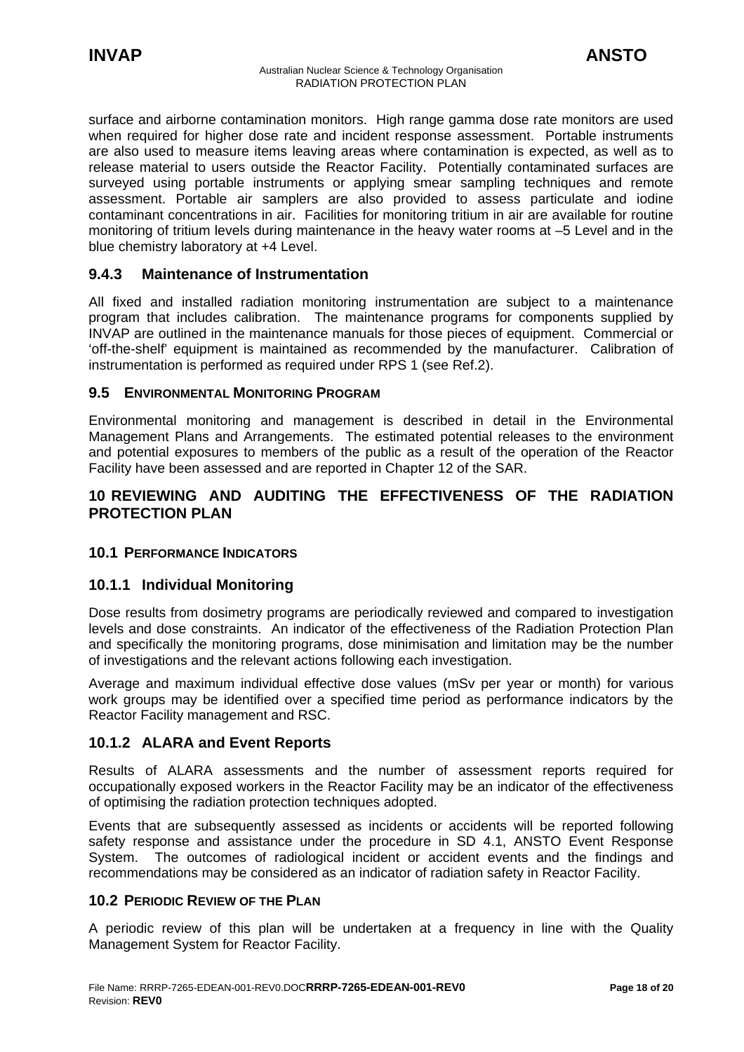surface and airborne contamination monitors. High range gamma dose rate monitors are used when required for higher dose rate and incident response assessment. Portable instruments are also used to measure items leaving areas where contamination is expected, as well as to release material to users outside the Reactor Facility. Potentially contaminated surfaces are surveyed using portable instruments or applying smear sampling techniques and remote assessment. Portable air samplers are also provided to assess particulate and iodine contaminant concentrations in air. Facilities for monitoring tritium in air are available for routine monitoring of tritium levels during maintenance in the heavy water rooms at –5 Level and in the blue chemistry laboratory at +4 Level.

### 9.4.3 Maintenance of Instrumentation

All fixed and installed radiation monitoring instrumentation are subject to a maintenance program that includes calibration. The maintenance programs for components supplied by INVAP are outlined in the maintenance manuals for those pieces of equipment. Commercial or 'off-the-shelf' equipment is maintained as recommended by the manufacturer. Calibration of instrumentation is performed as required under RPS 1 (see Ref.2).

## 9.5 ENVIRONMENTAL MONITORING PROGRAM

Environmental monitoring and management is described in detail in the Environmental Management Plans and Arrangements. The estimated potential releases to the environment and potential exposures to members of the public as a result of the operation of the Reactor Facility have been assessed and are reported in Chapter 12 of the SAR.

# 10 REVIEWING AND AUDITING THE EFFECTIVENESS OF THE RADIATION PROTECTION PLAN

## 10.1 PERFORMANCE INDICATORS

### 10.1.1 Individual Monitoring

Dose results from dosimetry programs are periodically reviewed and compared to investigation levels and dose constraints. An indicator of the effectiveness of the Radiation Protection Plan and specifically the monitoring programs, dose minimisation and limitation may be the number of investigations and the relevant actions following each investigation.

Average and maximum individual effective dose values (mSv per year or month) for various work groups may be identified over a specified time period as performance indicators by the Reactor Facility management and RSC.

### 10.1.2 ALARA and Event Reports

Results of ALARA assessments and the number of assessment reports required for occupationally exposed workers in the Reactor Facility may be an indicator of the effectiveness of optimising the radiation protection techniques adopted.

Events that are subsequently assessed as incidents or accidents will be reported following safety response and assistance under the procedure in SD 4.1, ANSTO Event Response System. The outcomes of radiological incident or accident events and the findings and recommendations may be considered as an indicator of radiation safety in Reactor Facility.

## 10.2 PERIODIC REVIEW OF THE PLAN

A periodic review of this plan will be undertaken at a frequency in line with the Quality Management System for Reactor Facility.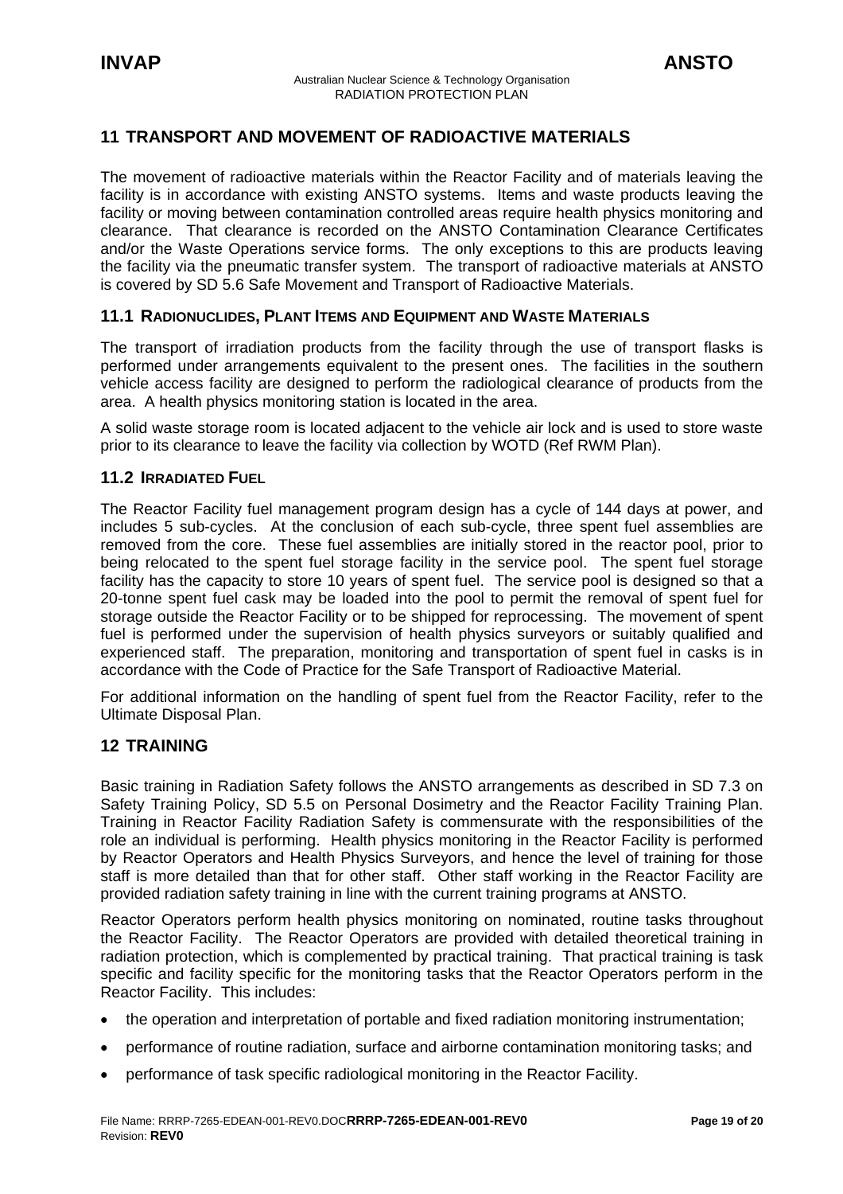## 11 TRANSPORT AND MOVEMENT OF RADIOACTIVE MATERIALS

The movement of radioactive materials within the Reactor Facility and of materials leaving the facility is in accordance with existing ANSTO systems. Items and waste products leaving the facility or moving between contamination controlled areas require health physics monitoring and clearance. That clearance is recorded on the ANSTO Contamination Clearance Certificates and/or the Waste Operations service forms. The only exceptions to this are products leaving the facility via the pneumatic transfer system. The transport of radioactive materials at ANSTO is covered by SD 5.6 Safe Movement and Transport of Radioactive Materials.

### 11.1 RADIONUCLIDES, PLANT ITEMS AND EQUIPMENT AND WASTE MATERIALS

The transport of irradiation products from the facility through the use of transport flasks is performed under arrangements equivalent to the present ones. The facilities in the southern vehicle access facility are designed to perform the radiological clearance of products from the area. A health physics monitoring station is located in the area.

A solid waste storage room is located adjacent to the vehicle air lock and is used to store waste prior to its clearance to leave the facility via collection by WOTD (Ref RWM Plan).

### 11.2 IRRADIATED FUEL

The Reactor Facility fuel management program design has a cycle of 144 days at power, and includes 5 sub-cycles. At the conclusion of each sub-cycle, three spent fuel assemblies are removed from the core. These fuel assemblies are initially stored in the reactor pool, prior to being relocated to the spent fuel storage facility in the service pool. The spent fuel storage facility has the capacity to store 10 years of spent fuel. The service pool is designed so that a 20-tonne spent fuel cask may be loaded into the pool to permit the removal of spent fuel for storage outside the Reactor Facility or to be shipped for reprocessing. The movement of spent fuel is performed under the supervision of health physics surveyors or suitably qualified and experienced staff. The preparation, monitoring and transportation of spent fuel in casks is in accordance with the Code of Practice for the Safe Transport of Radioactive Material.

For additional information on the handling of spent fuel from the Reactor Facility, refer to the Ultimate Disposal Plan.

## 12 TRAINING

Basic training in Radiation Safety follows the ANSTO arrangements as described in SD 7.3 on Safety Training Policy, SD 5.5 on Personal Dosimetry and the Reactor Facility Training Plan. Training in Reactor Facility Radiation Safety is commensurate with the responsibilities of the role an individual is performing. Health physics monitoring in the Reactor Facility is performed by Reactor Operators and Health Physics Surveyors, and hence the level of training for those staff is more detailed than that for other staff. Other staff working in the Reactor Facility are provided radiation safety training in line with the current training programs at ANSTO.

Reactor Operators perform health physics monitoring on nominated, routine tasks throughout the Reactor Facility. The Reactor Operators are provided with detailed theoretical training in radiation protection, which is complemented by practical training. That practical training is task specific and facility specific for the monitoring tasks that the Reactor Operators perform in the Reactor Facility. This includes:

- the operation and interpretation of portable and fixed radiation monitoring instrumentation;
- performance of routine radiation, surface and airborne contamination monitoring tasks; and
- performance of task specific radiological monitoring in the Reactor Facility.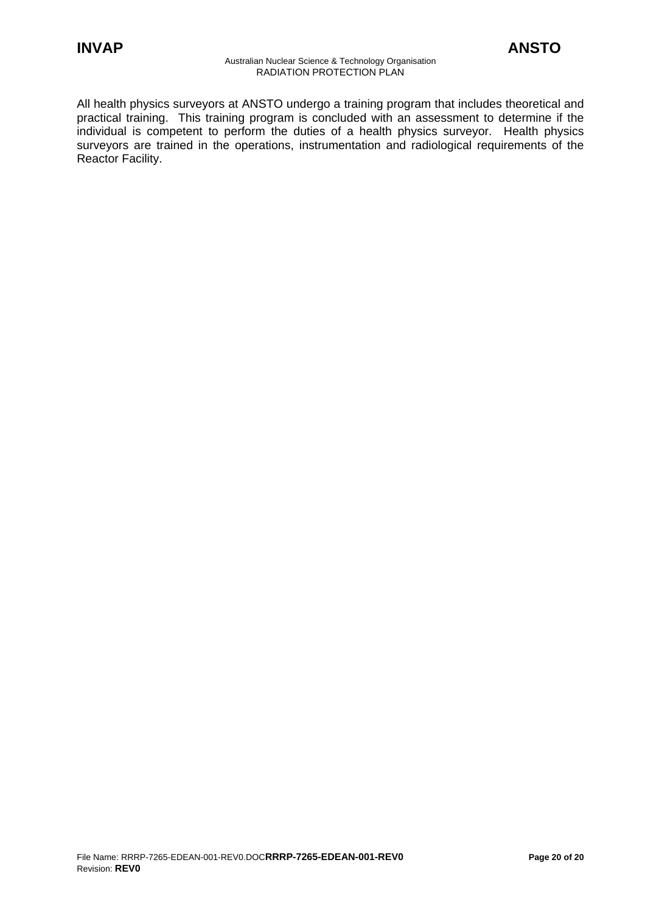All health physics surveyors at ANSTO undergo a training program that includes theoretical and practical training. This training program is concluded with an assessment to determine if the individual is competent to perform the duties of a health physics surveyor. Health physics surveyors are trained in the operations, instrumentation and radiological requirements of the Reactor Facility.